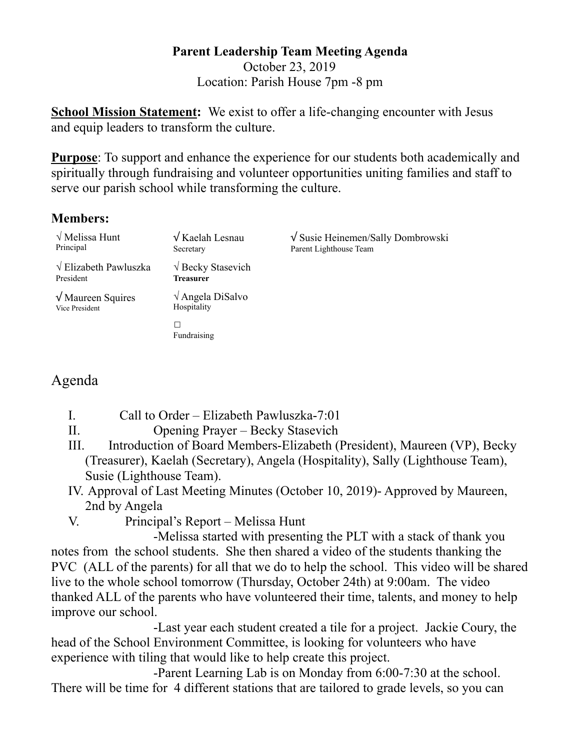**Parent Leadership Team Meeting Agenda**
October 23, 2019
Location: Parish House 7pm -8 pm

**School Mission Statement:** We exist to offer a life-changing encounter with Jesus and equip leaders to transform the culture.

**Purpose**: To support and enhance the experience for our students both academically and spiritually through fundraising and volunteer opportunities uniting families and staff to serve our parish school while transforming the culture.

**Members:**

| | | |
|---|---|---|
| √ Melissa Hunt<br>Principal | √ Kaelah Lesnau<br>Secretary | √ Susie Heinemen/Sally Dombrowski<br>Parent Lighthouse Team |
| √ Elizabeth Pawluszka<br>President | √ Becky Stasevich<br>**Treasurer** | |
| √ Maureen Squires<br>Vice President | √ Angela DiSalvo<br>Hospitality | |
| | ☐<br>Fundraising | |

# Agenda

I. Call to Order – Elizabeth Pawluszka-7:01

II. Opening Prayer – Becky Stasevich

III. Introduction of Board Members-Elizabeth (President), Maureen (VP), Becky (Treasurer), Kaelah (Secretary), Angela (Hospitality), Sally (Lighthouse Team), Susie (Lighthouse Team).

IV. Approval of Last Meeting Minutes (October 10, 2019)- Approved by Maureen, 2nd by Angela

V. Principal's Report – Melissa Hunt

-Melissa started with presenting the PLT with a stack of thank you notes from the school students. She then shared a video of the students thanking the PVC (ALL of the parents) for all that we do to help the school. This video will be shared live to the whole school tomorrow (Thursday, October 24th) at 9:00am. The video thanked ALL of the parents who have volunteered their time, talents, and money to help improve our school.

-Last year each student created a tile for a project. Jackie Coury, the head of the School Environment Committee, is looking for volunteers who have experience with tiling that would like to help create this project.

-Parent Learning Lab is on Monday from 6:00-7:30 at the school. There will be time for 4 different stations that are tailored to grade levels, so you can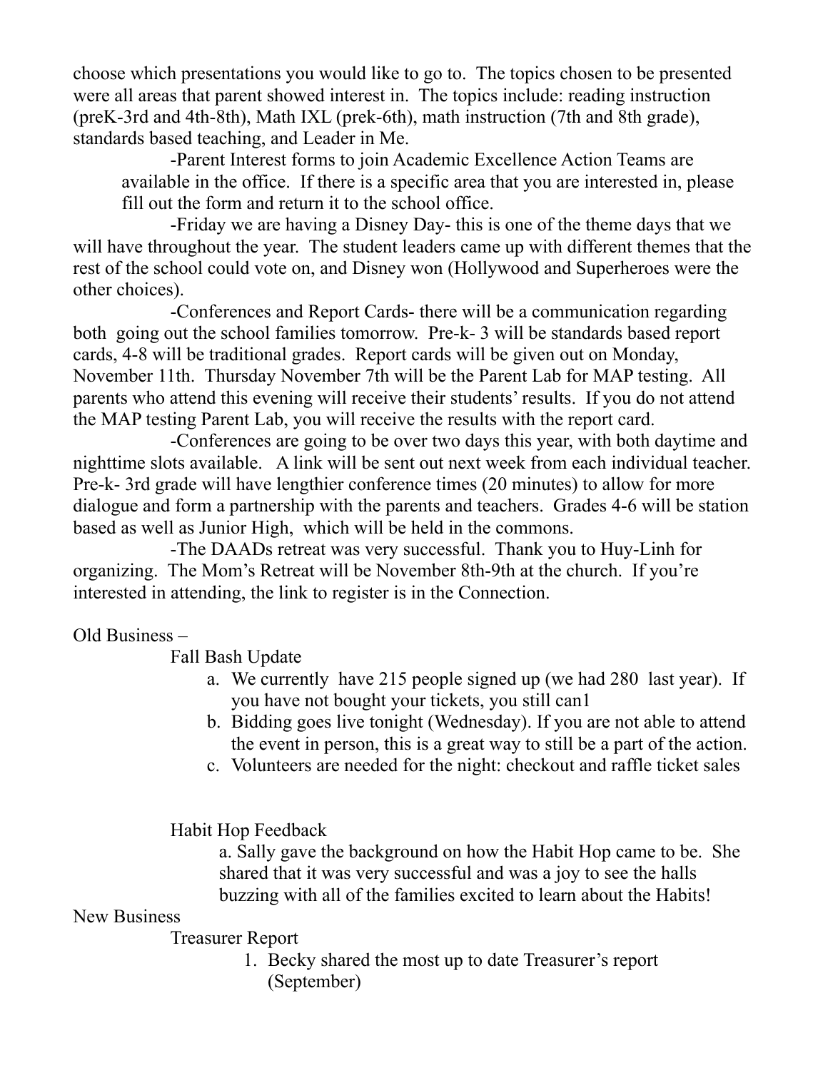choose which presentations you would like to go to. The topics chosen to be presented were all areas that parent showed interest in. The topics include: reading instruction (preK-3rd and 4th-8th), Math IXL (prek-6th), math instruction (7th and 8th grade), standards based teaching, and Leader in Me.

-Parent Interest forms to join Academic Excellence Action Teams are available in the office. If there is a specific area that you are interested in, please fill out the form and return it to the school office.

-Friday we are having a Disney Day- this is one of the theme days that we will have throughout the year. The student leaders came up with different themes that the rest of the school could vote on, and Disney won (Hollywood and Superheroes were the other choices).

-Conferences and Report Cards- there will be a communication regarding both going out the school families tomorrow. Pre-k- 3 will be standards based report cards, 4-8 will be traditional grades. Report cards will be given out on Monday, November 11th. Thursday November 7th will be the Parent Lab for MAP testing. All parents who attend this evening will receive their students' results. If you do not attend the MAP testing Parent Lab, you will receive the results with the report card.

-Conferences are going to be over two days this year, with both daytime and nighttime slots available. A link will be sent out next week from each individual teacher. Pre-k- 3rd grade will have lengthier conference times (20 minutes) to allow for more dialogue and form a partnership with the parents and teachers. Grades 4-6 will be station based as well as Junior High, which will be held in the commons.

-The DAADs retreat was very successful. Thank you to Huy-Linh for organizing. The Mom's Retreat will be November 8th-9th at the church. If you're interested in attending, the link to register is in the Connection.

Old Business –

Fall Bash Update

a. We currently have 215 people signed up (we had 280 last year). If you have not bought your tickets, you still can1
b. Bidding goes live tonight (Wednesday). If you are not able to attend the event in person, this is a great way to still be a part of the action.
c. Volunteers are needed for the night: checkout and raffle ticket sales

Habit Hop Feedback

a. Sally gave the background on how the Habit Hop came to be. She shared that it was very successful and was a joy to see the halls buzzing with all of the families excited to learn about the Habits!

New Business

Treasurer Report

1. Becky shared the most up to date Treasurer's report (September)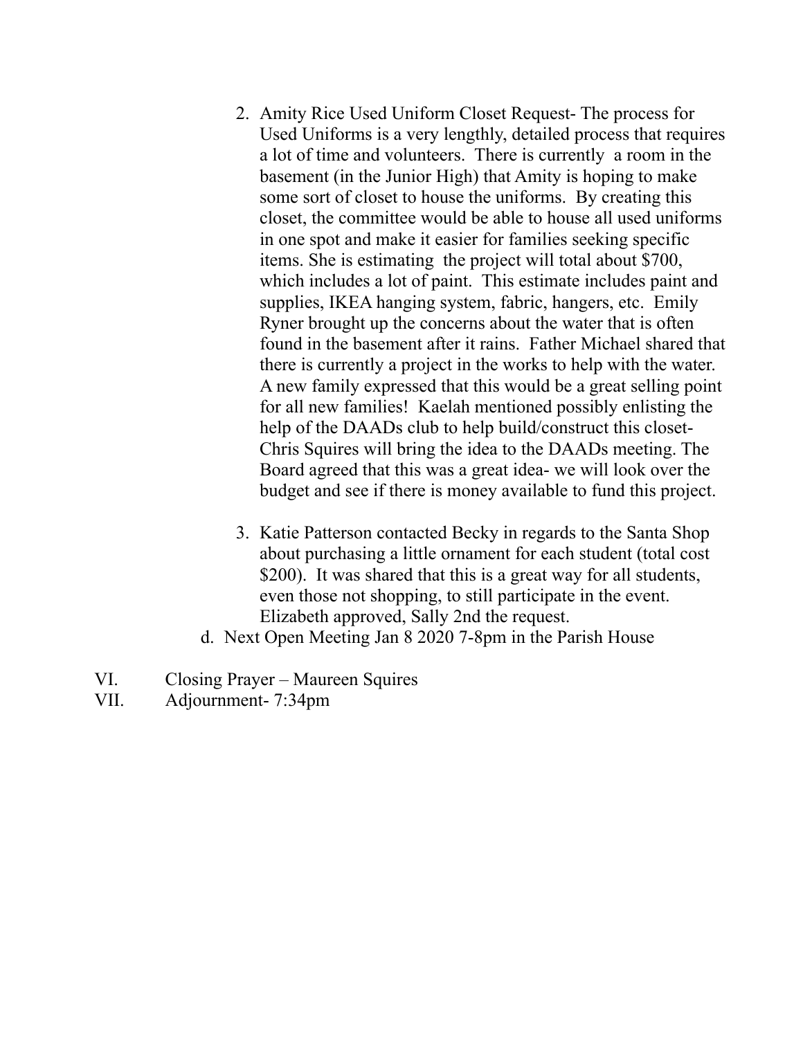2. Amity Rice Used Uniform Closet Request- The process for Used Uniforms is a very lengthly, detailed process that requires a lot of time and volunteers. There is currently a room in the basement (in the Junior High) that Amity is hoping to make some sort of closet to house the uniforms. By creating this closet, the committee would be able to house all used uniforms in one spot and make it easier for families seeking specific items. She is estimating the project will total about $700, which includes a lot of paint. This estimate includes paint and supplies, IKEA hanging system, fabric, hangers, etc. Emily Ryner brought up the concerns about the water that is often found in the basement after it rains. Father Michael shared that there is currently a project in the works to help with the water. A new family expressed that this would be a great selling point for all new families! Kaelah mentioned possibly enlisting the help of the DAADs club to help build/construct this closet- Chris Squires will bring the idea to the DAADs meeting. The Board agreed that this was a great idea- we will look over the budget and see if there is money available to fund this project.

3. Katie Patterson contacted Becky in regards to the Santa Shop about purchasing a little ornament for each student (total cost $200). It was shared that this is a great way for all students, even those not shopping, to still participate in the event. Elizabeth approved, Sally 2nd the request.

d. Next Open Meeting Jan 8 2020 7-8pm in the Parish House

VI. Closing Prayer – Maureen Squires

VII. Adjournment- 7:34pm